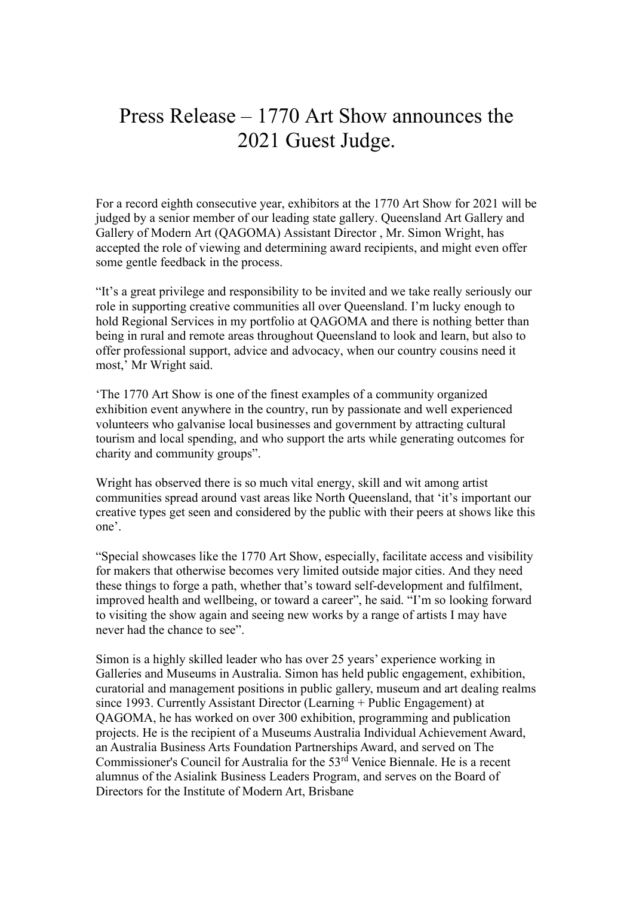# Press Release – 1770 Art Show announces the 2021 Guest Judge.

For a record eighth consecutive year, exhibitors at the 1770 Art Show for 2021 will be judged by a senior member of our leading state gallery. Queensland Art Gallery and Gallery of Modern Art (QAGOMA) Assistant Director , Mr. Simon Wright, has accepted the role of viewing and determining award recipients, and might even offer some gentle feedback in the process.

"It's a great privilege and responsibility to be invited and we take really seriously our role in supporting creative communities all over Queensland. I'm lucky enough to hold Regional Services in my portfolio at QAGOMA and there is nothing better than being in rural and remote areas throughout Queensland to look and learn, but also to offer professional support, advice and advocacy, when our country cousins need it most,' Mr Wright said.

'The 1770 Art Show is one of the finest examples of a community organized exhibition event anywhere in the country, run by passionate and well experienced volunteers who galvanise local businesses and government by attracting cultural tourism and local spending, and who support the arts while generating outcomes for charity and community groups".

Wright has observed there is so much vital energy, skill and wit among artist communities spread around vast areas like North Queensland, that 'it's important our creative types get seen and considered by the public with their peers at shows like this one'.

"Special showcases like the 1770 Art Show, especially, facilitate access and visibility for makers that otherwise becomes very limited outside major cities. And they need these things to forge a path, whether that's toward self-development and fulfilment, improved health and wellbeing, or toward a career", he said. "I'm so looking forward to visiting the show again and seeing new works by a range of artists I may have never had the chance to see".

Simon is a highly skilled leader who has over 25 years' experience working in Galleries and Museums in Australia. Simon has held public engagement, exhibition, curatorial and management positions in public gallery, museum and art dealing realms since 1993. Currently Assistant Director (Learning + Public Engagement) at QAGOMA, he has worked on over 300 exhibition, programming and publication projects. He is the recipient of a Museums Australia Individual Achievement Award, an Australia Business Arts Foundation Partnerships Award, and served on The Commissioner's Council for Australia for the 53rd Venice Biennale. He is a recent alumnus of the Asialink Business Leaders Program, and serves on the Board of Directors for the Institute of Modern Art, Brisbane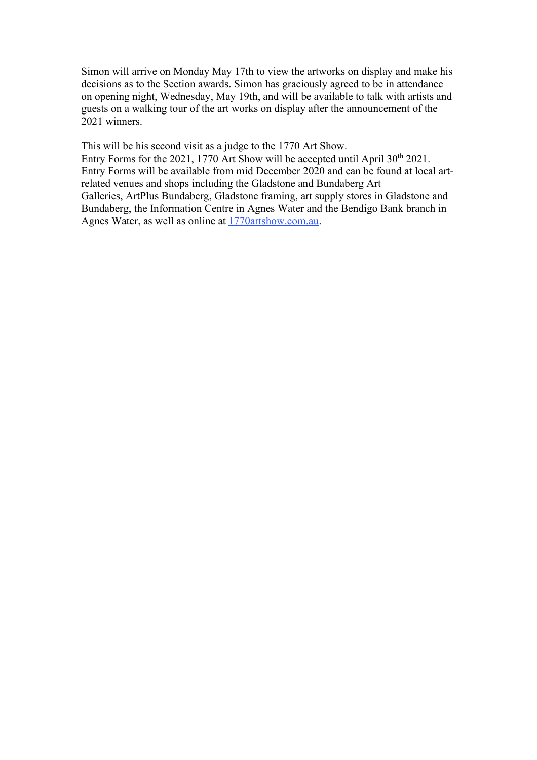Simon will arrive on Monday May 17th to view the artworks on display and make his decisions as to the Section awards. Simon has graciously agreed to be in attendance on opening night, Wednesday, May 19th, and will be available to talk with artists and guests on a walking tour of the art works on display after the announcement of the 2021 winners.

This will be his second visit as a judge to the 1770 Art Show.
Entry Forms for the 2021, 1770 Art Show will be accepted until April 30th 2021.
Entry Forms will be available from mid December 2020 and can be found at local art-related venues and shops including the Gladstone and Bundaberg Art Galleries, ArtPlus Bundaberg, Gladstone framing, art supply stores in Gladstone and Bundaberg, the Information Centre in Agnes Water and the Bendigo Bank branch in Agnes Water, as well as online at [1770artshow.com.au](1770artshow.com.au).